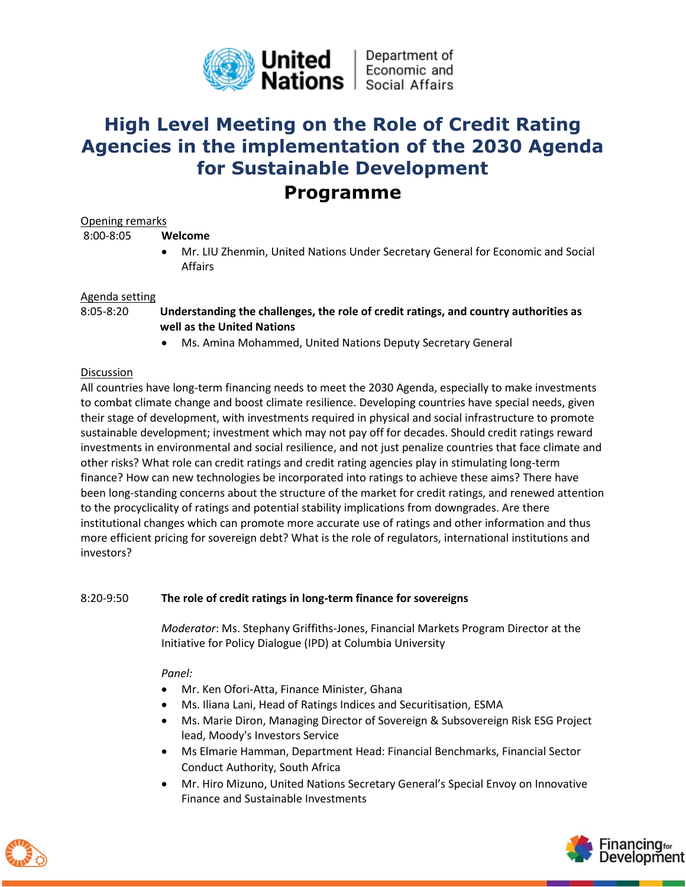United Nations | Department of Economic and Social Affairs

# High Level Meeting on the Role of Credit Rating Agencies in the implementation of the 2030 Agenda for Sustainable Development

## Programme

Opening remarks

8:00-8:05 **Welcome**

- Mr. LIU Zhenmin, United Nations Under Secretary General for Economic and Social Affairs

Agenda setting

8:05-8:20 **Understanding the challenges, the role of credit ratings, and country authorities as well as the United Nations**

- Ms. Amina Mohammed, United Nations Deputy Secretary General

Discussion

All countries have long-term financing needs to meet the 2030 Agenda, especially to make investments to combat climate change and boost climate resilience. Developing countries have special needs, given their stage of development, with investments required in physical and social infrastructure to promote sustainable development; investment which may not pay off for decades. Should credit ratings reward investments in environmental and social resilience, and not just penalize countries that face climate and other risks? What role can credit ratings and credit rating agencies play in stimulating long-term finance? How can new technologies be incorporated into ratings to achieve these aims? There have been long-standing concerns about the structure of the market for credit ratings, and renewed attention to the procyclicality of ratings and potential stability implications from downgrades. Are there institutional changes which can promote more accurate use of ratings and other information and thus more efficient pricing for sovereign debt? What is the role of regulators, international institutions and investors?

8:20-9:50 **The role of credit ratings in long-term finance for sovereigns**

*Moderator*: Ms. Stephany Griffiths-Jones, Financial Markets Program Director at the Initiative for Policy Dialogue (IPD) at Columbia University

*Panel:*

- Mr. Ken Ofori-Atta, Finance Minister, Ghana
- Ms. Iliana Lani, Head of Ratings Indices and Securitisation, ESMA
- Ms. Marie Diron, Managing Director of Sovereign & Subsovereign Risk ESG Project lead, Moody's Investors Service
- Ms Elmarie Hamman, Department Head: Financial Benchmarks, Financial Sector Conduct Authority, South Africa
- Mr. Hiro Mizuno, United Nations Secretary General's Special Envoy on Innovative Finance and Sustainable Investments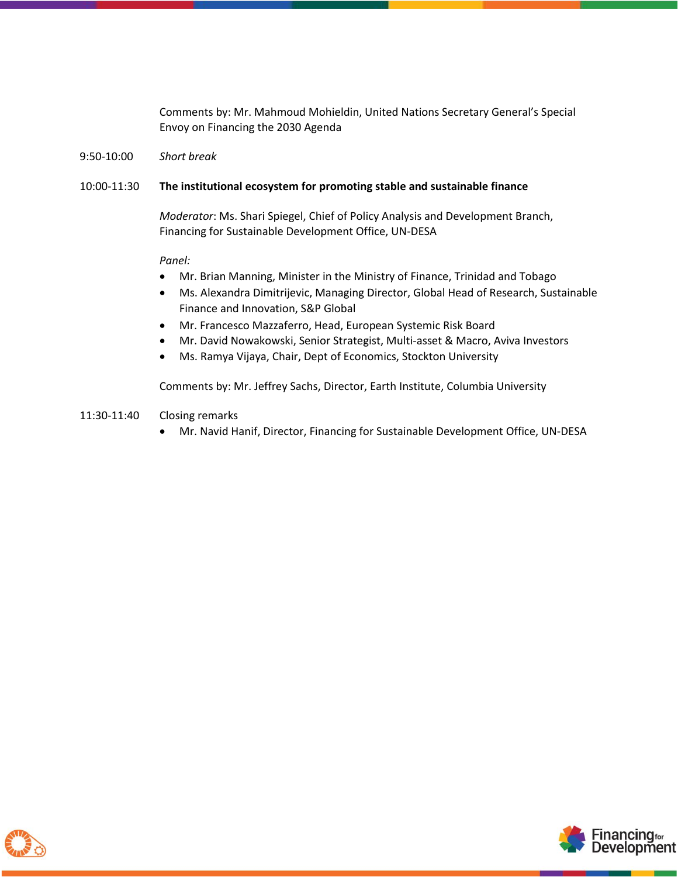Comments by: Mr. Mahmoud Mohieldin, United Nations Secretary General's Special Envoy on Financing the 2030 Agenda

9:50-10:00 *Short break*

10:00-11:30 **The institutional ecosystem for promoting stable and sustainable finance**

*Moderator*: Ms. Shari Spiegel, Chief of Policy Analysis and Development Branch, Financing for Sustainable Development Office, UN-DESA

*Panel:*

- Mr. Brian Manning, Minister in the Ministry of Finance, Trinidad and Tobago
- Ms. Alexandra Dimitrijevic, Managing Director, Global Head of Research, Sustainable Finance and Innovation, S&P Global
- Mr. Francesco Mazzaferro, Head, European Systemic Risk Board
- Mr. David Nowakowski, Senior Strategist, Multi-asset & Macro, Aviva Investors
- Ms. Ramya Vijaya, Chair, Dept of Economics, Stockton University

Comments by: Mr. Jeffrey Sachs, Director, Earth Institute, Columbia University

11:30-11:40 Closing remarks

- Mr. Navid Hanif, Director, Financing for Sustainable Development Office, UN-DESA